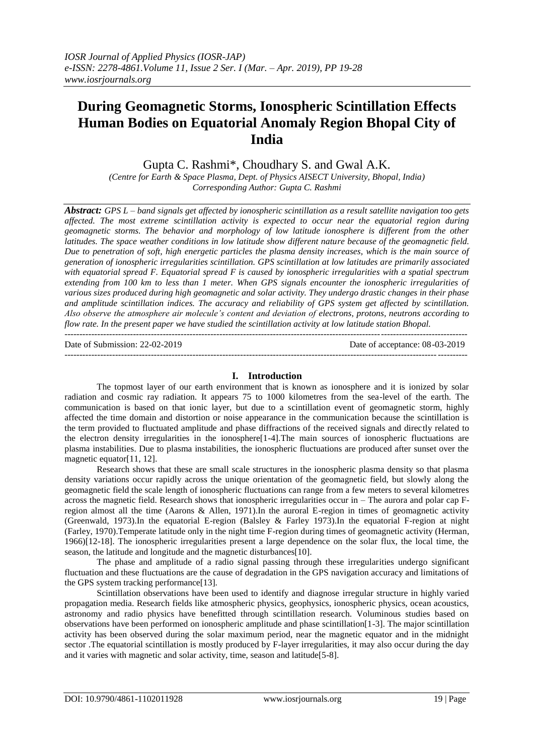# During Geomagnetic Storms, Ionospheric Scintillation Effects Human Bodies on Equatorial Anomaly Region Bhopal City of India

Gupta C. Rashmi*, Choudhary S. and Gwal A.K.

*(Centre for Earth & Space Plasma, Dept. of Physics AISECT University, Bhopal, India)*
*Corresponding Author: Gupta C. Rashmi*

***Abstract:*** *GPS L – band signals get affected by ionospheric scintillation as a result satellite navigation too gets affected. The most extreme scintillation activity is expected to occur near the equatorial region during geomagnetic storms. The behavior and morphology of low latitude ionosphere is different from the other latitudes. The space weather conditions in low latitude show different nature because of the geomagnetic field. Due to penetration of soft, high energetic particles the plasma density increases, which is the main source of generation of ionospheric irregularities scintillation. GPS scintillation at low latitudes are primarily associated with equatorial spread F. Equatorial spread F is caused by ionospheric irregularities with a spatial spectrum extending from 100 km to less than 1 meter. When GPS signals encounter the ionospheric irregularities of various sizes produced during high geomagnetic and solar activity. They undergo drastic changes in their phase and amplitude scintillation indices. The accuracy and reliability of GPS system get affected by scintillation. Also observe the atmosphere air molecule's content and deviation of electrons, protons, neutrons according to flow rate. In the present paper we have studied the scintillation activity at low latitude station Bhopal.*

---

Date of Submission: 22-02-2019 Date of acceptance: 08-03-2019

---

## I. Introduction

The topmost layer of our earth environment that is known as ionosphere and it is ionized by solar radiation and cosmic ray radiation. It appears 75 to 1000 kilometres from the sea-level of the earth. The communication is based on that ionic layer, but due to a scintillation event of geomagnetic storm, highly affected the time domain and distortion or noise appearance in the communication because the scintillation is the term provided to fluctuated amplitude and phase diffractions of the received signals and directly related to the electron density irregularities in the ionosphere[1-4].The main sources of ionospheric fluctuations are plasma instabilities. Due to plasma instabilities, the ionospheric fluctuations are produced after sunset over the magnetic equator[11, 12].

Research shows that these are small scale structures in the ionospheric plasma density so that plasma density variations occur rapidly across the unique orientation of the geomagnetic field, but slowly along the geomagnetic field the scale length of ionospheric fluctuations can range from a few meters to several kilometres across the magnetic field. Research shows that ionospheric irregularities occur in – The aurora and polar cap F-region almost all the time (Aarons & Allen, 1971).In the auroral E-region in times of geomagnetic activity (Greenwald, 1973).In the equatorial E-region (Balsley & Farley 1973).In the equatorial F-region at night (Farley, 1970).Temperate latitude only in the night time F-region during times of geomagnetic activity (Herman, 1966)[12-18]. The ionospheric irregularities present a large dependence on the solar flux, the local time, the season, the latitude and longitude and the magnetic disturbances[10].

The phase and amplitude of a radio signal passing through these irregularities undergo significant fluctuation and these fluctuations are the cause of degradation in the GPS navigation accuracy and limitations of the GPS system tracking performance[13].

Scintillation observations have been used to identify and diagnose irregular structure in highly varied propagation media. Research fields like atmospheric physics, geophysics, ionospheric physics, ocean acoustics, astronomy and radio physics have benefitted through scintillation research. Voluminous studies based on observations have been performed on ionospheric amplitude and phase scintillation[1-3]. The major scintillation activity has been observed during the solar maximum period, near the magnetic equator and in the midnight sector .The equatorial scintillation is mostly produced by F-layer irregularities, it may also occur during the day and it varies with magnetic and solar activity, time, season and latitude[5-8].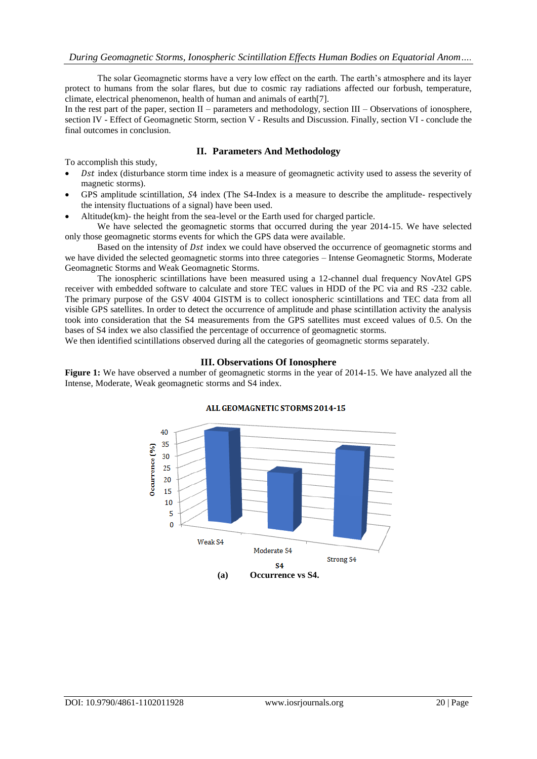The solar Geomagnetic storms have a very low effect on the earth. The earth's atmosphere and its layer protect to humans from the solar flares, but due to cosmic ray radiations affected our forbush, temperature, climate, electrical phenomenon, health of human and animals of earth[7].

In the rest part of the paper, section II – parameters and methodology, section III – Observations of ionosphere, section IV - Effect of Geomagnetic Storm, section V - Results and Discussion. Finally, section VI - conclude the final outcomes in conclusion.

## II. Parameters And Methodology

To accomplish this study,

- $Dst$ index (disturbance storm time index is a measure of geomagnetic activity used to assess the severity of magnetic storms).
- GPS amplitude scintillation, $S4$ index (The S4-Index is a measure to describe the amplitude- respectively the intensity fluctuations of a signal) have been used.
- Altitude(km)- the height from the sea-level or the Earth used for charged particle.

We have selected the geomagnetic storms that occurred during the year 2014-15. We have selected only those geomagnetic storms events for which the GPS data were available.

Based on the intensity of $Dst$ index we could have observed the occurrence of geomagnetic storms and we have divided the selected geomagnetic storms into three categories – Intense Geomagnetic Storms, Moderate Geomagnetic Storms and Weak Geomagnetic Storms.

The ionospheric scintillations have been measured using a 12-channel dual frequency NovAtel GPS receiver with embedded software to calculate and store TEC values in HDD of the PC via and RS -232 cable. The primary purpose of the GSV 4004 GISTM is to collect ionospheric scintillations and TEC data from all visible GPS satellites. In order to detect the occurrence of amplitude and phase scintillation activity the analysis took into consideration that the S4 measurements from the GPS satellites must exceed values of 0.5. On the bases of S4 index we also classified the percentage of occurrence of geomagnetic storms.

We then identified scintillations observed during all the categories of geomagnetic storms separately.

## III. Observations Of Ionosphere

**Figure 1:** We have observed a number of geomagnetic storms in the year of 2014-15. We have analyzed all the Intense, Moderate, Weak geomagnetic storms and S4 index.

**ALL GEOMAGNETIC STORMS 2014-15**

**(a) Occurrence vs S4.**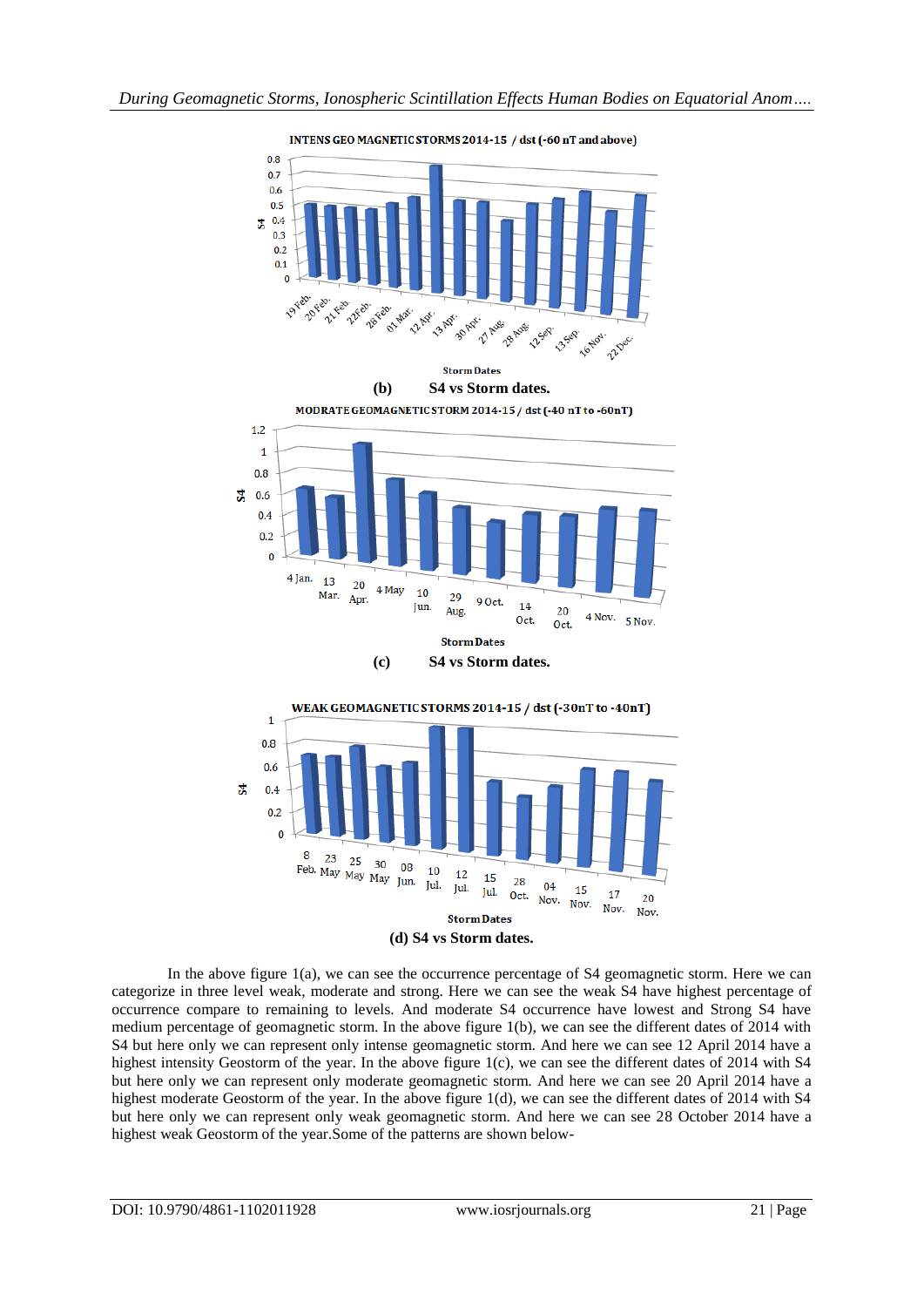INTENS GEO MAGNETIC STORMS 2014-15 / dst (-60 nT and above)

**(b) S4 vs Storm dates.**

MODRATE GEOMAGNETIC STORM 2014-15 / dst (-40 nT to -60nT)

**(c) S4 vs Storm dates.**

WEAK GEOMAGNETIC STORMS 2014-15 / dst (-30nT to -40nT)

**(d) S4 vs Storm dates.**

In the above figure 1(a), we can see the occurrence percentage of S4 geomagnetic storm. Here we can categorize in three level weak, moderate and strong. Here we can see the weak S4 have highest percentage of occurrence compare to remaining to levels. And moderate S4 occurrence have lowest and Strong S4 have medium percentage of geomagnetic storm. In the above figure 1(b), we can see the different dates of 2014 with S4 but here only we can represent only intense geomagnetic storm. And here we can see 12 April 2014 have a highest intensity Geostorm of the year. In the above figure 1(c), we can see the different dates of 2014 with S4 but here only we can represent only moderate geomagnetic storm. And here we can see 20 April 2014 have a highest moderate Geostorm of the year. In the above figure 1(d), we can see the different dates of 2014 with S4 but here only we can represent only weak geomagnetic storm. And here we can see 28 October 2014 have a highest weak Geostorm of the year.Some of the patterns are shown below-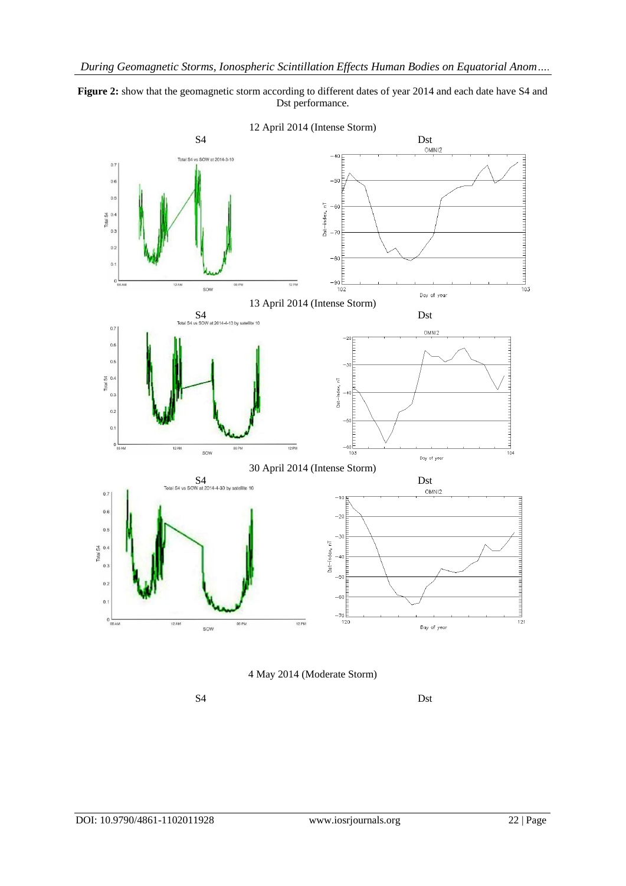**Figure 2:** show that the geomagnetic storm according to different dates of year 2014 and each date have S4 and Dst performance.

12 April 2014 (Intense Storm)

S4 Dst

13 April 2014 (Intense Storm)

S4 Dst

30 April 2014 (Intense Storm)

S4 Dst

4 May 2014 (Moderate Storm)

S4 Dst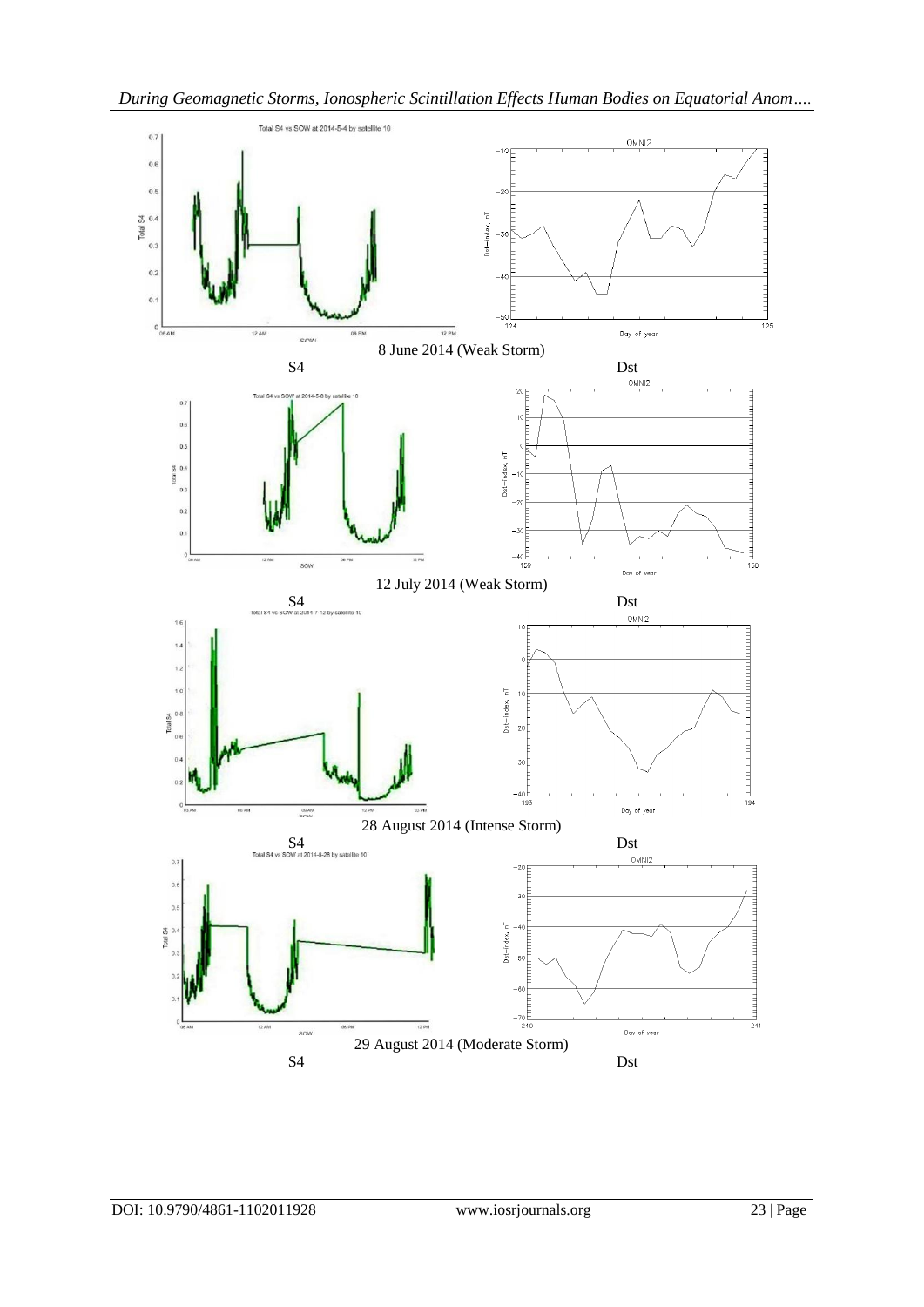8 June 2014 (Weak Storm)

S4 Dst

12 July 2014 (Weak Storm)

S4 Dst

28 August 2014 (Intense Storm)

S4 Dst

29 August 2014 (Moderate Storm)

S4 Dst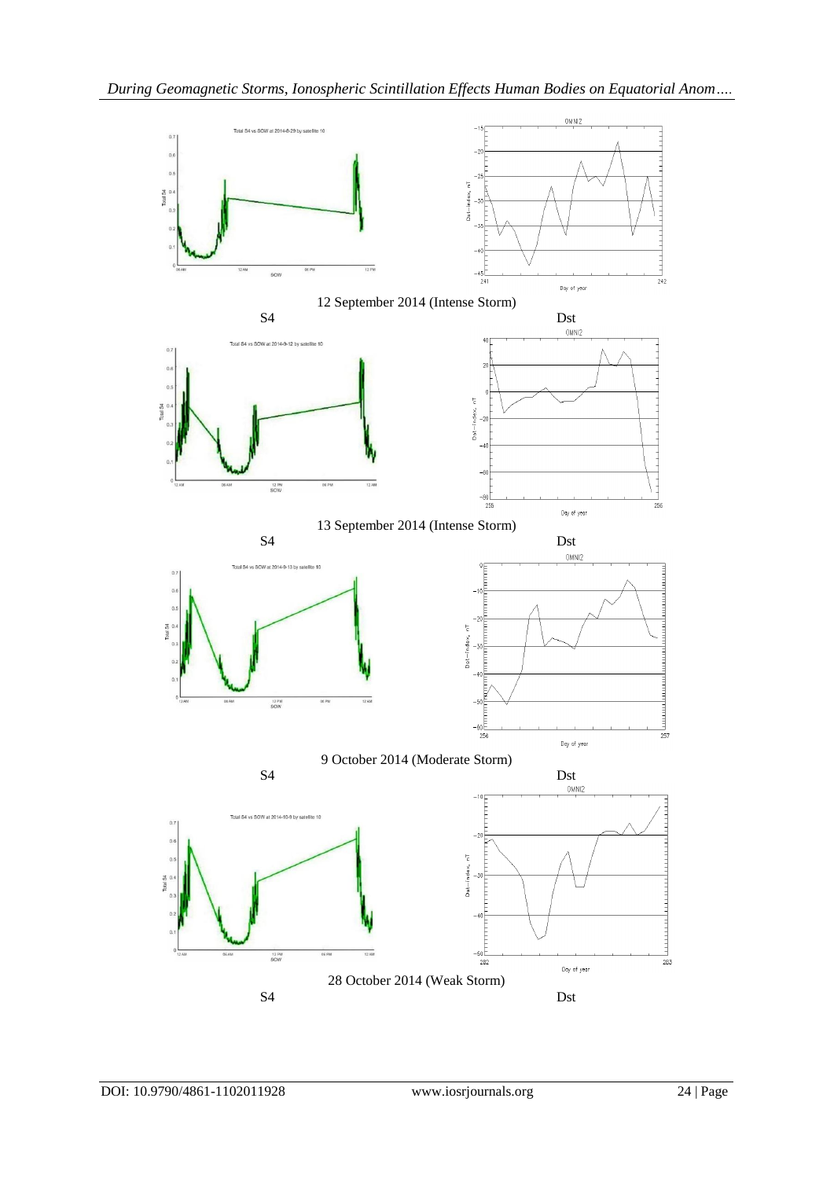12 September 2014 (Intense Storm)

S4 Dst

13 September 2014 (Intense Storm)

S4 Dst

9 October 2014 (Moderate Storm)

S4 Dst

28 October 2014 (Weak Storm)

S4 Dst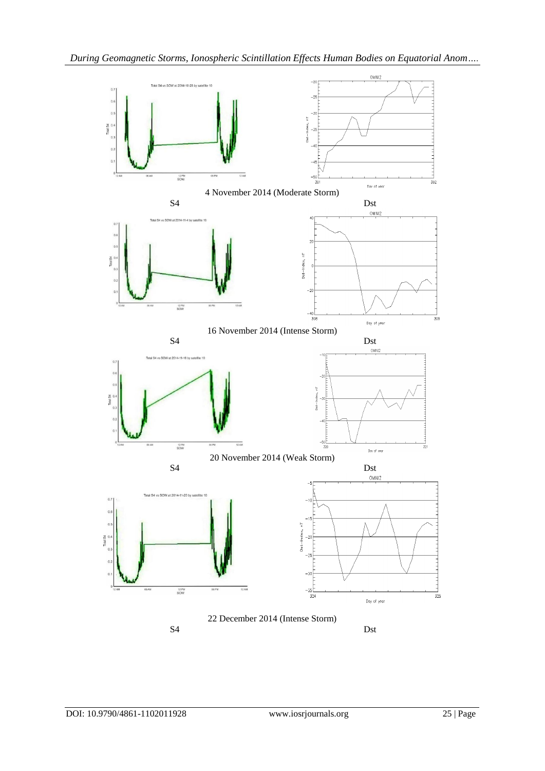4 November 2014 (Moderate Storm)

S4 Dst

16 November 2014 (Intense Storm)

S4 Dst

20 November 2014 (Weak Storm)

S4 Dst

22 December 2014 (Intense Storm)

S4 Dst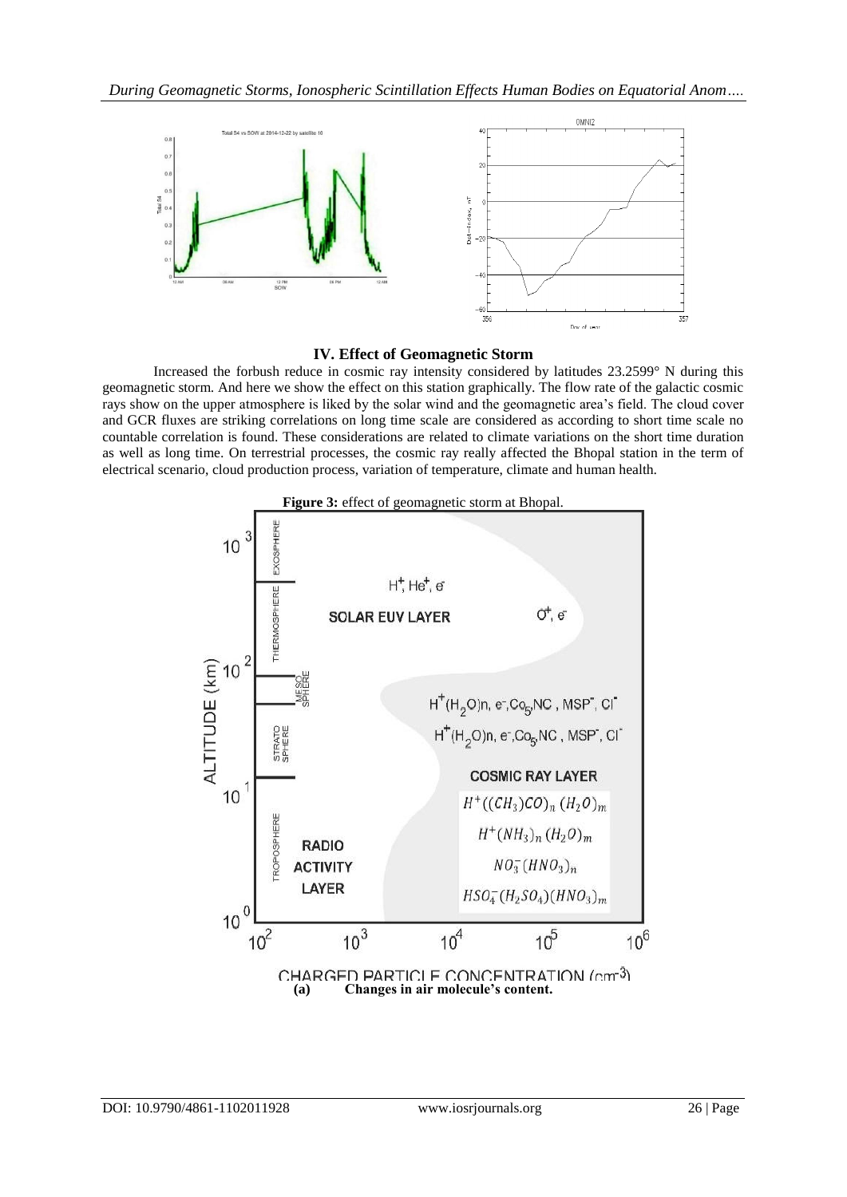## IV. Effect of Geomagnetic Storm

Increased the forbush reduce in cosmic ray intensity considered by latitudes 23.2599° N during this geomagnetic storm. And here we show the effect on this station graphically. The flow rate of the galactic cosmic rays show on the upper atmosphere is liked by the solar wind and the geomagnetic area's field. The cloud cover and GCR fluxes are striking correlations on long time scale are considered as according to short time scale no countable correlation is found. These considerations are related to climate variations on the short time duration as well as long time. On terrestrial processes, the cosmic ray really affected the Bhopal station in the term of electrical scenario, cloud production process, variation of temperature, climate and human health.

**Figure 3:** effect of geomagnetic storm at Bhopal.

**(a) Changes in air molecule's content.**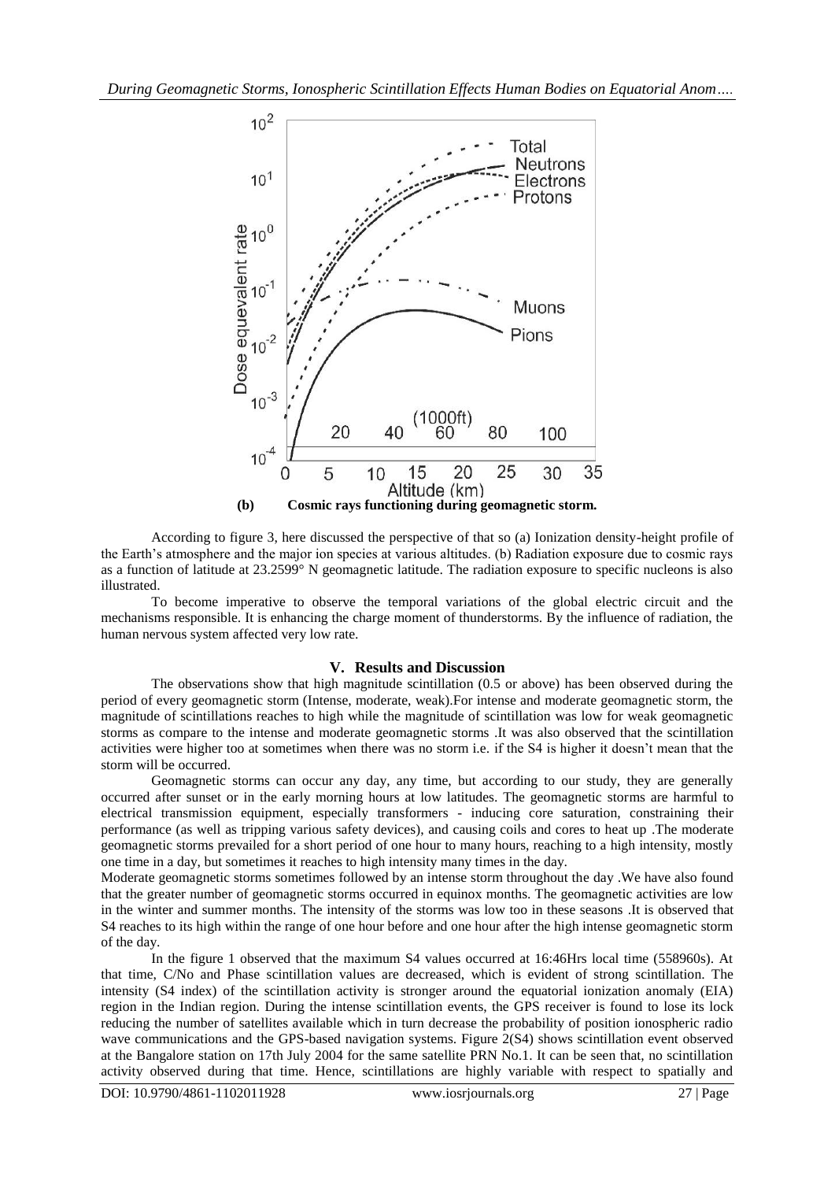**(b) Cosmic rays functioning during geomagnetic storm.**

According to figure 3, here discussed the perspective of that so (a) Ionization density-height profile of the Earth's atmosphere and the major ion species at various altitudes. (b) Radiation exposure due to cosmic rays as a function of latitude at 23.2599° N geomagnetic latitude. The radiation exposure to specific nucleons is also illustrated.

To become imperative to observe the temporal variations of the global electric circuit and the mechanisms responsible. It is enhancing the charge moment of thunderstorms. By the influence of radiation, the human nervous system affected very low rate.

## V. Results and Discussion

The observations show that high magnitude scintillation (0.5 or above) has been observed during the period of every geomagnetic storm (Intense, moderate, weak).For intense and moderate geomagnetic storm, the magnitude of scintillations reaches to high while the magnitude of scintillation was low for weak geomagnetic storms as compare to the intense and moderate geomagnetic storms .It was also observed that the scintillation activities were higher too at sometimes when there was no storm i.e. if the S4 is higher it doesn't mean that the storm will be occurred.

Geomagnetic storms can occur any day, any time, but according to our study, they are generally occurred after sunset or in the early morning hours at low latitudes. The geomagnetic storms are harmful to electrical transmission equipment, especially transformers - inducing core saturation, constraining their performance (as well as tripping various safety devices), and causing coils and cores to heat up .The moderate geomagnetic storms prevailed for a short period of one hour to many hours, reaching to a high intensity, mostly one time in a day, but sometimes it reaches to high intensity many times in the day.

Moderate geomagnetic storms sometimes followed by an intense storm throughout the day .We have also found that the greater number of geomagnetic storms occurred in equinox months. The geomagnetic activities are low in the winter and summer months. The intensity of the storms was low too in these seasons .It is observed that S4 reaches to its high within the range of one hour before and one hour after the high intense geomagnetic storm of the day.

In the figure 1 observed that the maximum S4 values occurred at 16:46Hrs local time (558960s). At that time, C/No and Phase scintillation values are decreased, which is evident of strong scintillation. The intensity (S4 index) of the scintillation activity is stronger around the equatorial ionization anomaly (EIA) region in the Indian region. During the intense scintillation events, the GPS receiver is found to lose its lock reducing the number of satellites available which in turn decrease the probability of position ionospheric radio wave communications and the GPS-based navigation systems. Figure 2(S4) shows scintillation event observed at the Bangalore station on 17th July 2004 for the same satellite PRN No.1. It can be seen that, no scintillation activity observed during that time. Hence, scintillations are highly variable with respect to spatially and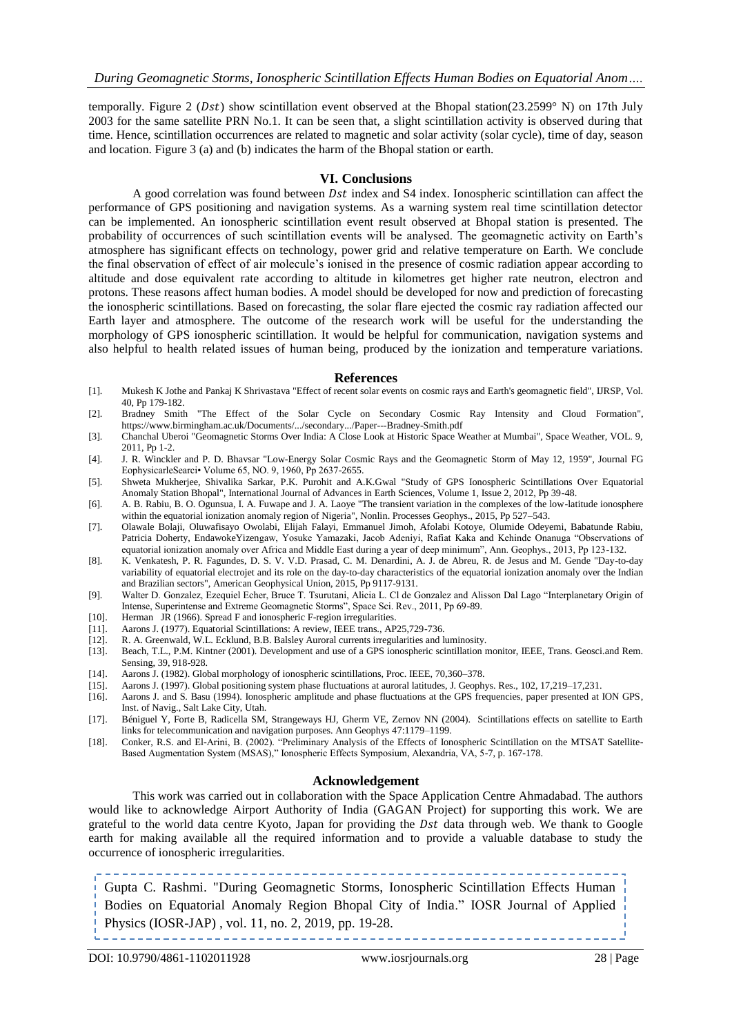temporally. Figure 2 ($Dst$) show scintillation event observed at the Bhopal station(23.2599° N) on 17th July 2003 for the same satellite PRN No.1. It can be seen that, a slight scintillation activity is observed during that time. Hence, scintillation occurrences are related to magnetic and solar activity (solar cycle), time of day, season and location. Figure 3 (a) and (b) indicates the harm of the Bhopal station or earth.

## VI. Conclusions

A good correlation was found between $Dst$ index and S4 index. Ionospheric scintillation can affect the performance of GPS positioning and navigation systems. As a warning system real time scintillation detector can be implemented. An ionospheric scintillation event result observed at Bhopal station is presented. The probability of occurrences of such scintillation events will be analysed. The geomagnetic activity on Earth's atmosphere has significant effects on technology, power grid and relative temperature on Earth. We conclude the final observation of effect of air molecule's ionised in the presence of cosmic radiation appear according to altitude and dose equivalent rate according to altitude in kilometres get higher rate neutron, electron and protons. These reasons affect human bodies. A model should be developed for now and prediction of forecasting the ionospheric scintillations. Based on forecasting, the solar flare ejected the cosmic ray radiation affected our Earth layer and atmosphere. The outcome of the research work will be useful for the understanding the morphology of GPS ionospheric scintillation. It would be helpful for communication, navigation systems and also helpful to health related issues of human being, produced by the ionization and temperature variations.

## References

[1]. Mukesh K Jothe and Pankaj K Shrivastava "Effect of recent solar events on cosmic rays and Earth's geomagnetic field", IJRSP, Vol. 40, Pp 179-182.

[2]. Bradney Smith "The Effect of the Solar Cycle on Secondary Cosmic Ray Intensity and Cloud Formation", https://www.birmingham.ac.uk/Documents/.../secondary.../Paper---Bradney-Smith.pdf

[3]. Chanchal Uberoi "Geomagnetic Storms Over India: A Close Look at Historic Space Weather at Mumbai", Space Weather, VOL. 9, 2011, Pp 1-2.

[4]. J. R. Winckler and P. D. Bhavsar "Low-Energy Solar Cosmic Rays and the Geomagnetic Storm of May 12, 1959", Journal FG EophysicarleSearci• Volume 65, NO. 9, 1960, Pp 2637-2655.

[5]. Shweta Mukherjee, Shivalika Sarkar, P.K. Purohit and A.K.Gwal "Study of GPS Ionospheric Scintillations Over Equatorial Anomaly Station Bhopal", International Journal of Advances in Earth Sciences, Volume 1, Issue 2, 2012, Pp 39-48.

[6]. A. B. Rabiu, B. O. Ogunsua, I. A. Fuwape and J. A. Laoye "The transient variation in the complexes of the low-latitude ionosphere within the equatorial ionization anomaly region of Nigeria", Nonlin. Processes Geophys., 2015, Pp 527–543.

[7]. Olawale Bolaji, Oluwafisayo Owolabi, Elijah Falayi, Emmanuel Jimoh, Afolabi Kotoye, Olumide Odeyemi, Babatunde Rabiu, Patricia Doherty, EndawokeYizengaw, Yosuke Yamazaki, Jacob Adeniyi, Rafiat Kaka and Kehinde Onanuga "Observations of equatorial ionization anomaly over Africa and Middle East during a year of deep minimum", Ann. Geophys., 2013, Pp 123-132.

[8]. K. Venkatesh, P. R. Fagundes, D. S. V. V.D. Prasad, C. M. Denardini, A. J. de Abreu, R. de Jesus and M. Gende "Day-to-day variability of equatorial electrojet and its role on the day-to-day characteristics of the equatorial ionization anomaly over the Indian and Brazilian sectors", American Geophysical Union, 2015, Pp 9117-9131.

[9]. Walter D. Gonzalez, Ezequiel Echer, Bruce T. Tsurutani, Alicia L. Cl de Gonzalez and Alisson Dal Lago "Interplanetary Origin of Intense, Superintense and Extreme Geomagnetic Storms", Space Sci. Rev., 2011, Pp 69-89.

[10]. Herman JR (1966). Spread F and ionospheric F-region irregularities.

[11]. Aarons J. (1977). Equatorial Scintillations: A review, IEEE trans., AP25,729-736.

[12]. R. A. Greenwald, W.L. Ecklund, B.B. Balsley Auroral currents irregularities and luminosity.

[13]. Beach, T.L., P.M. Kintner (2001). Development and use of a GPS ionospheric scintillation monitor, IEEE, Trans. Geosci.and Rem. Sensing, 39, 918-928.

[14]. Aarons J. (1982). Global morphology of ionospheric scintillations, Proc. IEEE, 70,360–378.

[15]. Aarons J. (1997). Global positioning system phase fluctuations at auroral latitudes, J. Geophys. Res., 102, 17,219–17,231.

[16]. Aarons J. and S. Basu (1994). Ionospheric amplitude and phase fluctuations at the GPS frequencies, paper presented at ION GPS, Inst. of Navig., Salt Lake City, Utah.

[17]. Béniguel Y, Forte B, Radicella SM, Strangeways HJ, Gherm VE, Zernov NN (2004). Scintillations effects on satellite to Earth links for telecommunication and navigation purposes. Ann Geophys 47:1179–1199.

[18]. Conker, R.S. and El-Arini, B. (2002). "Preliminary Analysis of the Effects of Ionospheric Scintillation on the MTSAT Satellite-Based Augmentation System (MSAS)," Ionospheric Effects Symposium, Alexandria, VA, 5-7, p. 167-178.

## Acknowledgement

This work was carried out in collaboration with the Space Application Centre Ahmadabad. The authors would like to acknowledge Airport Authority of India (GAGAN Project) for supporting this work. We are grateful to the world data centre Kyoto, Japan for providing the $Dst$ data through web. We thank to Google earth for making available all the required information and to provide a valuable database to study the occurrence of ionospheric irregularities.

Gupta C. Rashmi. "During Geomagnetic Storms, Ionospheric Scintillation Effects Human Bodies on Equatorial Anomaly Region Bhopal City of India." IOSR Journal of Applied Physics (IOSR-JAP) , vol. 11, no. 2, 2019, pp. 19-28.